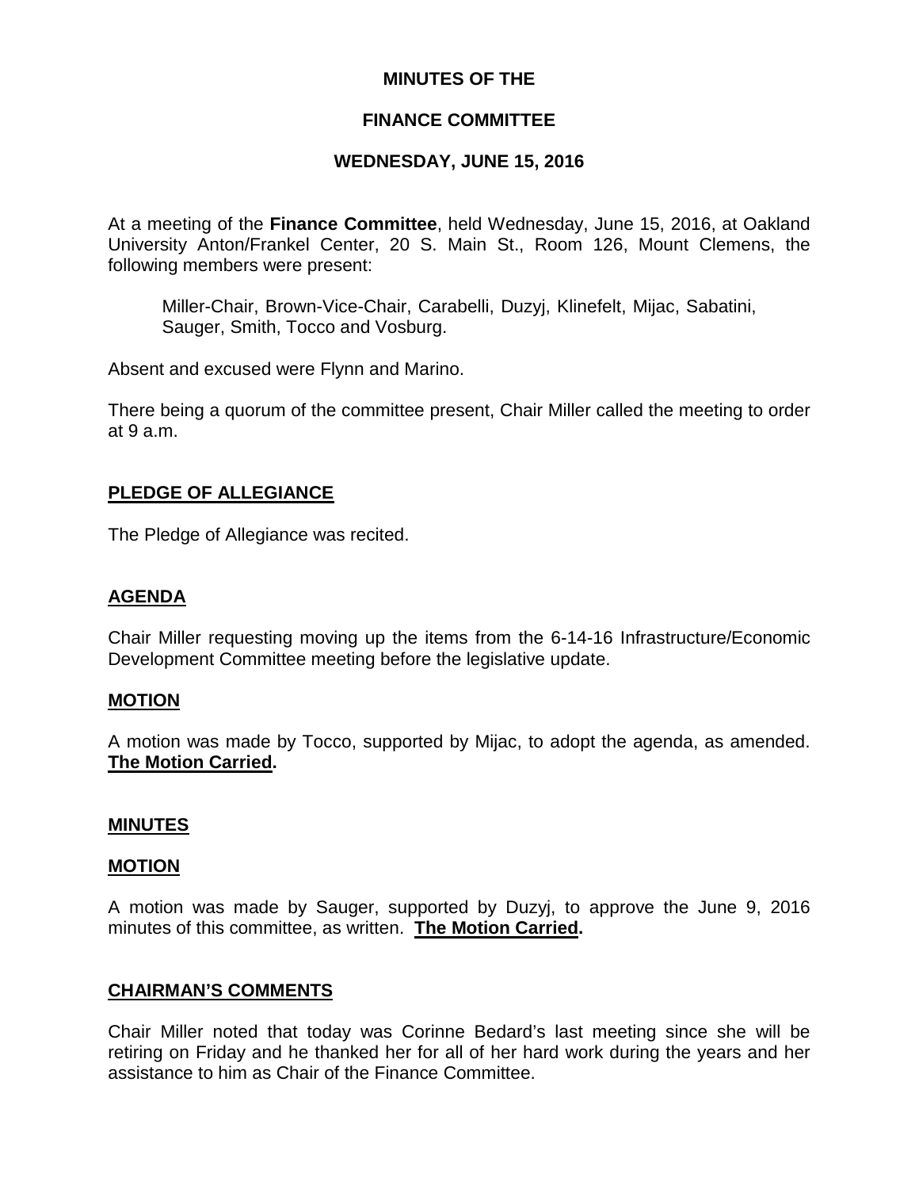# MINUTES OF THE

# FINANCE COMMITTEE

# WEDNESDAY, JUNE 15, 2016

At a meeting of the **Finance Committee**, held Wednesday, June 15, 2016, at Oakland University Anton/Frankel Center, 20 S. Main St., Room 126, Mount Clemens, the following members were present:

> Miller-Chair, Brown-Vice-Chair, Carabelli, Duzyj, Klinefelt, Mijac, Sabatini, Sauger, Smith, Tocco and Vosburg.

Absent and excused were Flynn and Marino.

There being a quorum of the committee present, Chair Miller called the meeting to order at 9 a.m.

## PLEDGE OF ALLEGIANCE

The Pledge of Allegiance was recited.

## AGENDA

Chair Miller requesting moving up the items from the 6-14-16 Infrastructure/Economic Development Committee meeting before the legislative update.

## MOTION

A motion was made by Tocco, supported by Mijac, to adopt the agenda, as amended. **The Motion Carried.**

## MINUTES

## MOTION

A motion was made by Sauger, supported by Duzyj, to approve the June 9, 2016 minutes of this committee, as written. **The Motion Carried.**

## CHAIRMAN'S COMMENTS

Chair Miller noted that today was Corinne Bedard's last meeting since she will be retiring on Friday and he thanked her for all of her hard work during the years and her assistance to him as Chair of the Finance Committee.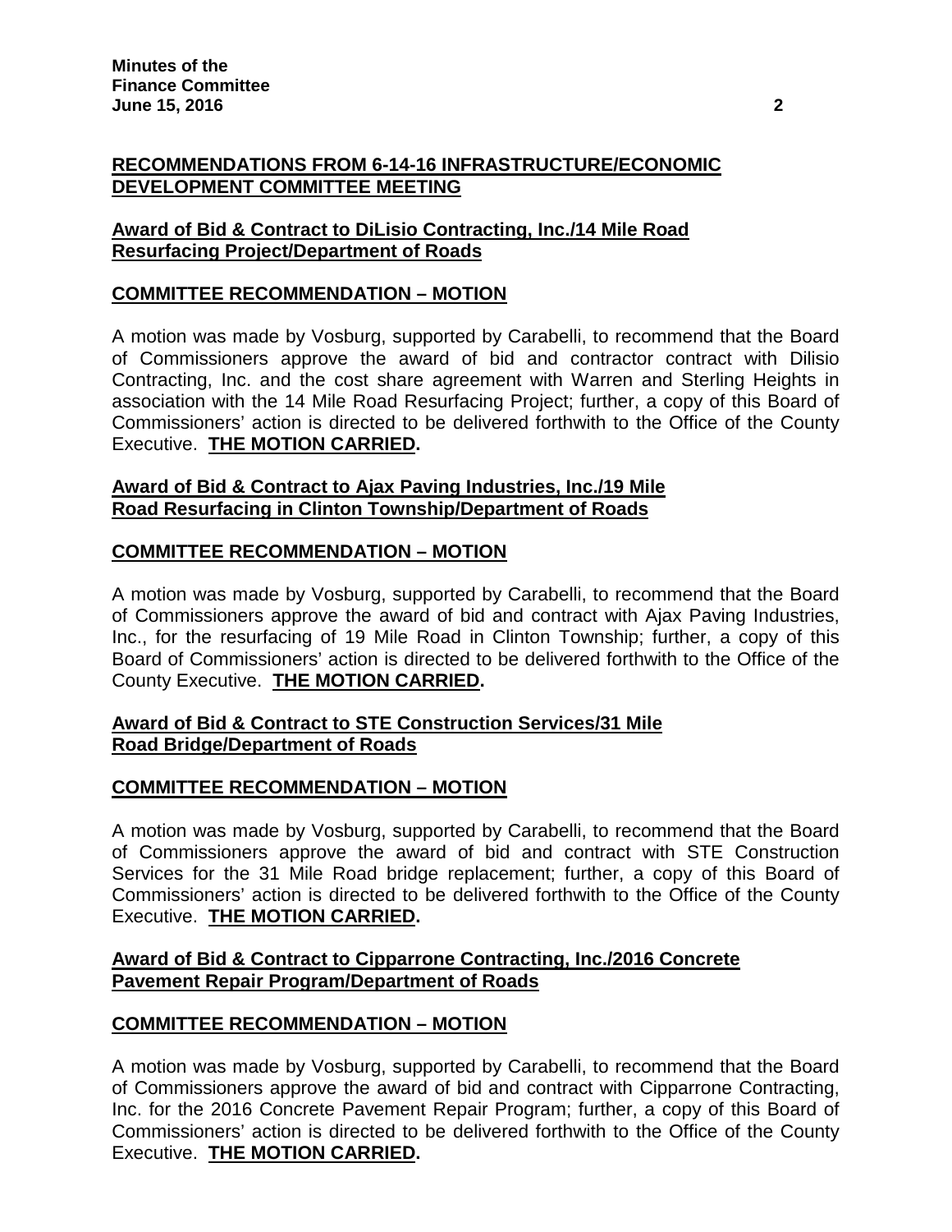## RECOMMENDATIONS FROM 6-14-16 INFRASTRUCTURE/ECONOMIC DEVELOPMENT COMMITTEE MEETING

### Award of Bid & Contract to DiLisio Contracting, Inc./14 Mile Road Resurfacing Project/Department of Roads

#### COMMITTEE RECOMMENDATION – MOTION

A motion was made by Vosburg, supported by Carabelli, to recommend that the Board of Commissioners approve the award of bid and contractor contract with Dilisio Contracting, Inc. and the cost share agreement with Warren and Sterling Heights in association with the 14 Mile Road Resurfacing Project; further, a copy of this Board of Commissioners' action is directed to be delivered forthwith to the Office of the County Executive. **THE MOTION CARRIED.**

### Award of Bid & Contract to Ajax Paving Industries, Inc./19 Mile Road Resurfacing in Clinton Township/Department of Roads

#### COMMITTEE RECOMMENDATION – MOTION

A motion was made by Vosburg, supported by Carabelli, to recommend that the Board of Commissioners approve the award of bid and contract with Ajax Paving Industries, Inc., for the resurfacing of 19 Mile Road in Clinton Township; further, a copy of this Board of Commissioners' action is directed to be delivered forthwith to the Office of the County Executive. **THE MOTION CARRIED.**

### Award of Bid & Contract to STE Construction Services/31 Mile Road Bridge/Department of Roads

#### COMMITTEE RECOMMENDATION – MOTION

A motion was made by Vosburg, supported by Carabelli, to recommend that the Board of Commissioners approve the award of bid and contract with STE Construction Services for the 31 Mile Road bridge replacement; further, a copy of this Board of Commissioners' action is directed to be delivered forthwith to the Office of the County Executive. **THE MOTION CARRIED.**

### Award of Bid & Contract to Cipparrone Contracting, Inc./2016 Concrete Pavement Repair Program/Department of Roads

#### COMMITTEE RECOMMENDATION – MOTION

A motion was made by Vosburg, supported by Carabelli, to recommend that the Board of Commissioners approve the award of bid and contract with Cipparrone Contracting, Inc. for the 2016 Concrete Pavement Repair Program; further, a copy of this Board of Commissioners' action is directed to be delivered forthwith to the Office of the County Executive. **THE MOTION CARRIED.**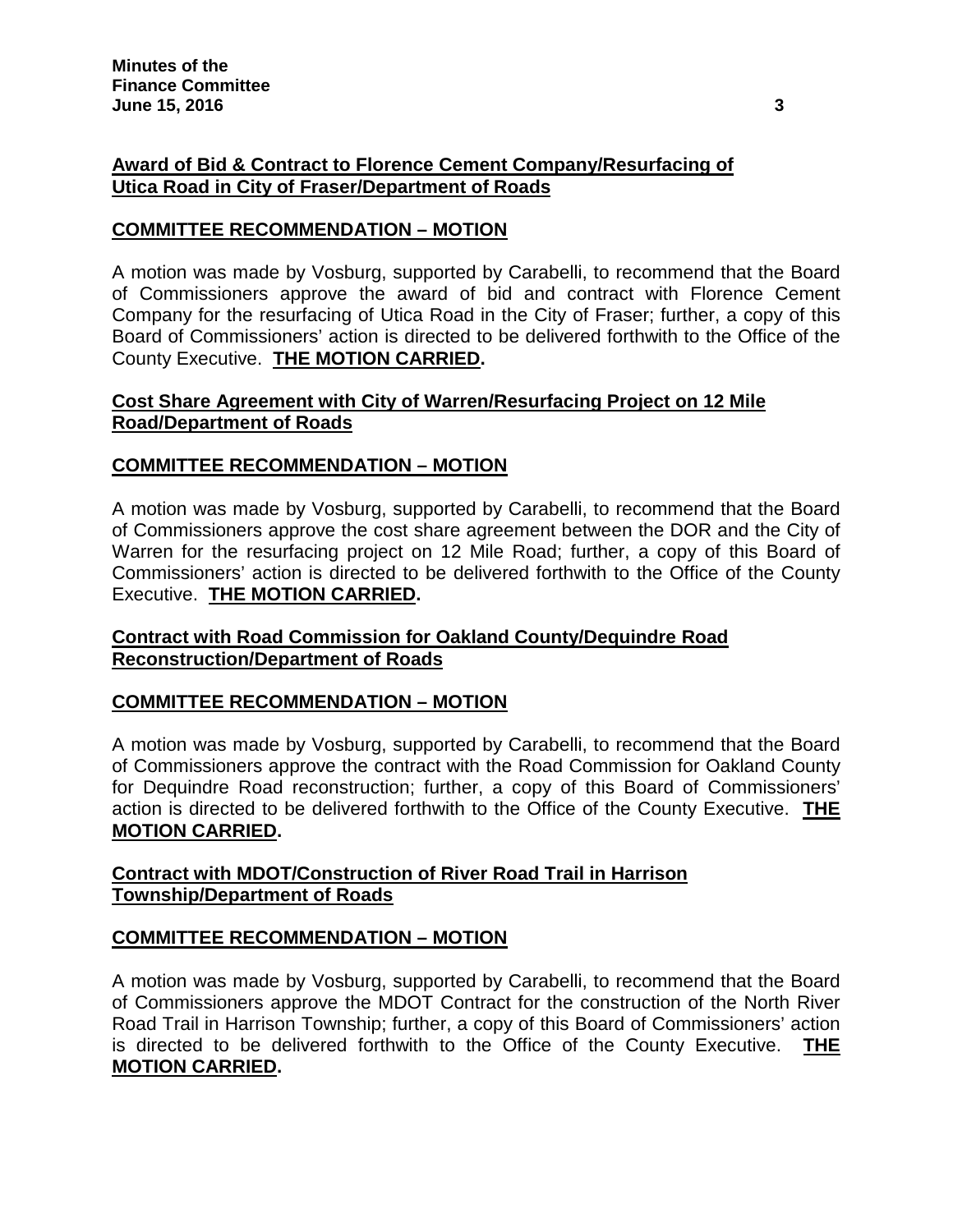**Award of Bid & Contract to Florence Cement Company/Resurfacing of Utica Road in City of Fraser/Department of Roads**

**COMMITTEE RECOMMENDATION – MOTION**

A motion was made by Vosburg, supported by Carabelli, to recommend that the Board of Commissioners approve the award of bid and contract with Florence Cement Company for the resurfacing of Utica Road in the City of Fraser; further, a copy of this Board of Commissioners' action is directed to be delivered forthwith to the Office of the County Executive. **THE MOTION CARRIED.**

**Cost Share Agreement with City of Warren/Resurfacing Project on 12 Mile Road/Department of Roads**

**COMMITTEE RECOMMENDATION – MOTION**

A motion was made by Vosburg, supported by Carabelli, to recommend that the Board of Commissioners approve the cost share agreement between the DOR and the City of Warren for the resurfacing project on 12 Mile Road; further, a copy of this Board of Commissioners' action is directed to be delivered forthwith to the Office of the County Executive. **THE MOTION CARRIED.**

**Contract with Road Commission for Oakland County/Dequindre Road Reconstruction/Department of Roads**

**COMMITTEE RECOMMENDATION – MOTION**

A motion was made by Vosburg, supported by Carabelli, to recommend that the Board of Commissioners approve the contract with the Road Commission for Oakland County for Dequindre Road reconstruction; further, a copy of this Board of Commissioners' action is directed to be delivered forthwith to the Office of the County Executive. **THE MOTION CARRIED.**

**Contract with MDOT/Construction of River Road Trail in Harrison Township/Department of Roads**

**COMMITTEE RECOMMENDATION – MOTION**

A motion was made by Vosburg, supported by Carabelli, to recommend that the Board of Commissioners approve the MDOT Contract for the construction of the North River Road Trail in Harrison Township; further, a copy of this Board of Commissioners' action is directed to be delivered forthwith to the Office of the County Executive. **THE MOTION CARRIED.**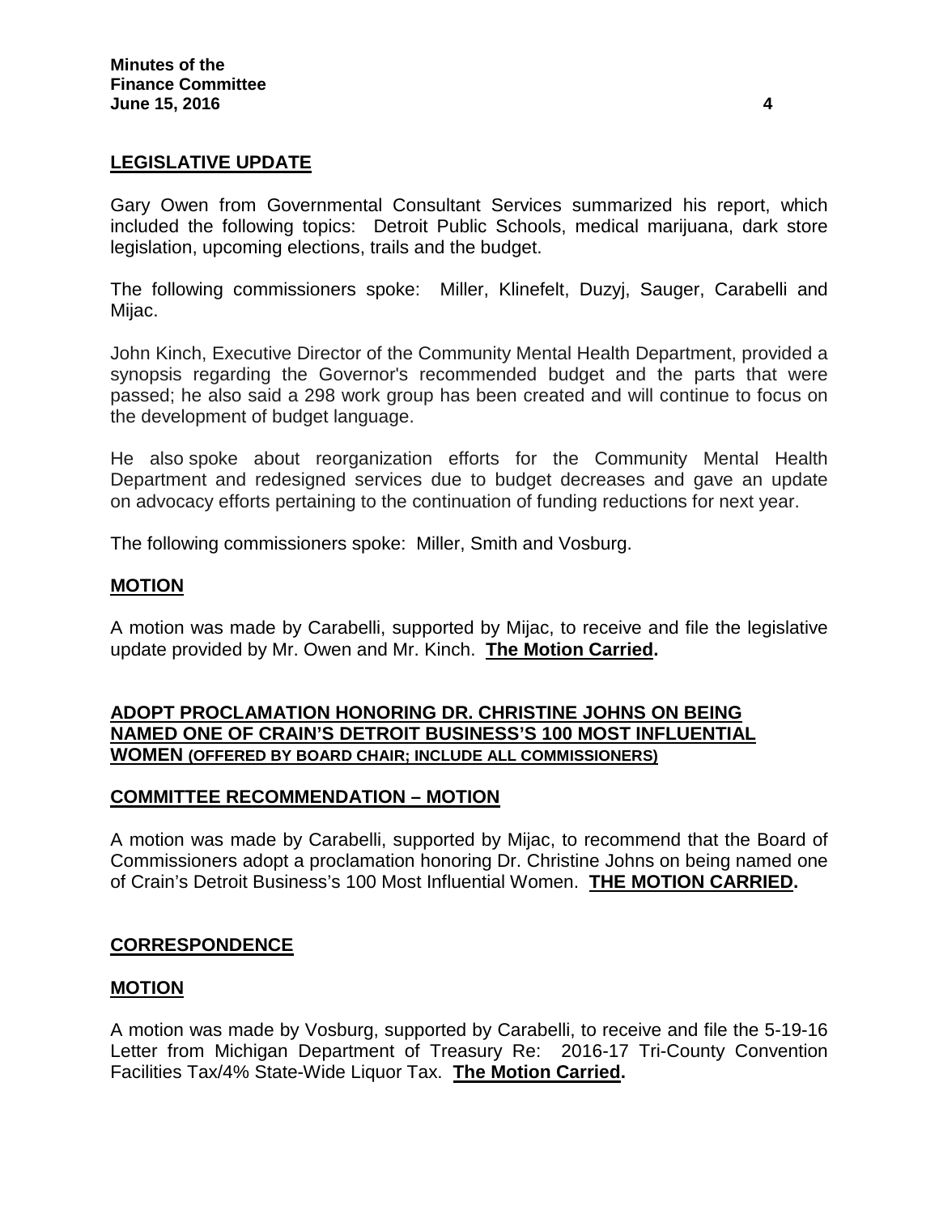## LEGISLATIVE UPDATE

Gary Owen from Governmental Consultant Services summarized his report, which included the following topics: Detroit Public Schools, medical marijuana, dark store legislation, upcoming elections, trails and the budget.

The following commissioners spoke: Miller, Klinefelt, Duzyj, Sauger, Carabelli and Mijac.

John Kinch, Executive Director of the Community Mental Health Department, provided a synopsis regarding the Governor's recommended budget and the parts that were passed; he also said a 298 work group has been created and will continue to focus on the development of budget language.

He also spoke about reorganization efforts for the Community Mental Health Department and redesigned services due to budget decreases and gave an update on advocacy efforts pertaining to the continuation of funding reductions for next year.

The following commissioners spoke: Miller, Smith and Vosburg.

## MOTION

A motion was made by Carabelli, supported by Mijac, to receive and file the legislative update provided by Mr. Owen and Mr. Kinch. **The Motion Carried.**

## ADOPT PROCLAMATION HONORING DR. CHRISTINE JOHNS ON BEING NAMED ONE OF CRAIN'S DETROIT BUSINESS'S 100 MOST INFLUENTIAL WOMEN (OFFERED BY BOARD CHAIR; INCLUDE ALL COMMISSIONERS)

## COMMITTEE RECOMMENDATION – MOTION

A motion was made by Carabelli, supported by Mijac, to recommend that the Board of Commissioners adopt a proclamation honoring Dr. Christine Johns on being named one of Crain's Detroit Business's 100 Most Influential Women. **THE MOTION CARRIED.**

## CORRESPONDENCE

## MOTION

A motion was made by Vosburg, supported by Carabelli, to receive and file the 5-19-16 Letter from Michigan Department of Treasury Re: 2016-17 Tri-County Convention Facilities Tax/4% State-Wide Liquor Tax. **The Motion Carried.**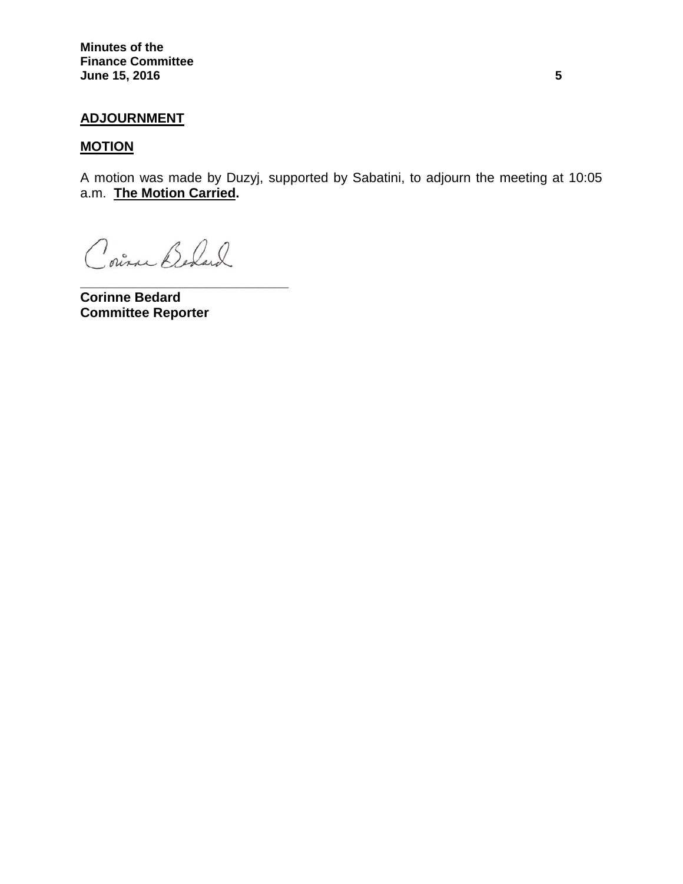## ADJOURNMENT

## MOTION

A motion was made by Duzyj, supported by Sabatini, to adjourn the meeting at 10:05 a.m. **The Motion Carried.**

______________________________

**Corinne Bedard**
**Committee Reporter**